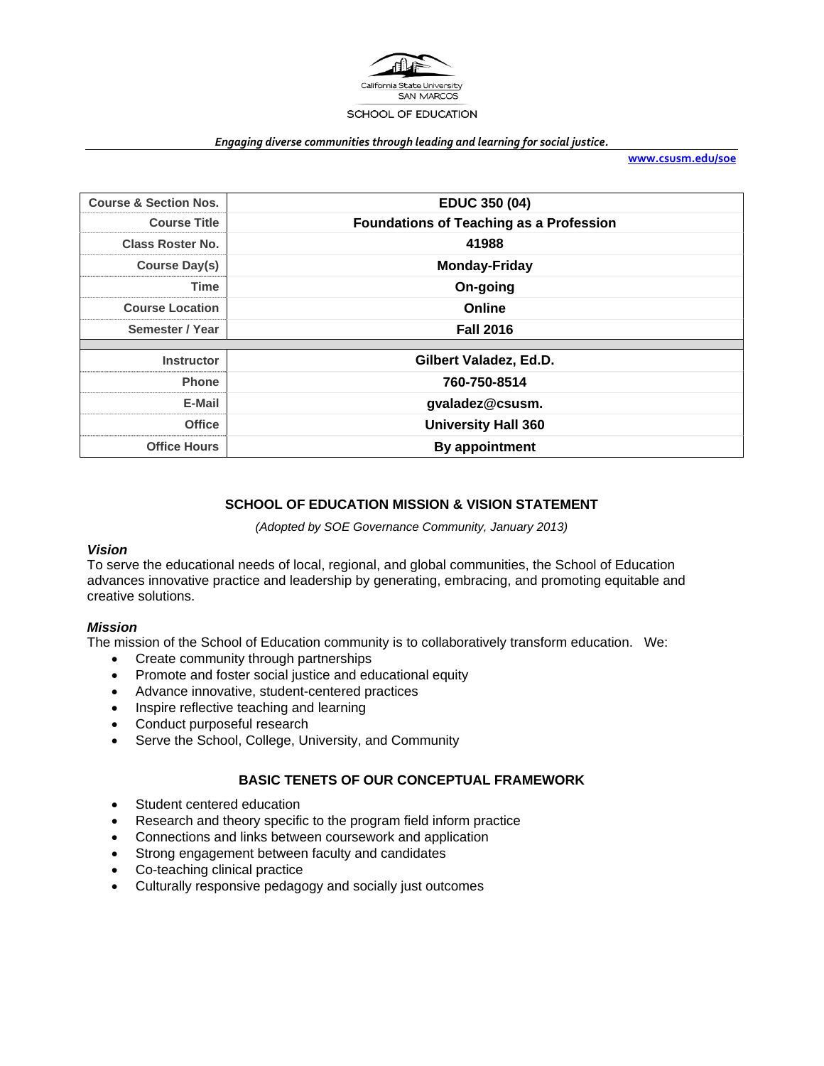California State University
SAN MARCOS

SCHOOL OF EDUCATION

*Engaging diverse communities through leading and learning for social justice.*

www.csusm.edu/soe

| Course & Section Nos. | EDUC 350 (04) |
|---|---|
| Course Title | Foundations of Teaching as a Profession |
| Class Roster No. | 41988 |
| Course Day(s) | Monday-Friday |
| Time | On-going |
| Course Location | Online |
| Semester / Year | Fall 2016 |
| | |
| Instructor | Gilbert Valadez, Ed.D. |
| Phone | 760-750-8514 |
| E-Mail | gvaladez@csusm. |
| Office | University Hall 360 |
| Office Hours | By appointment |

## SCHOOL OF EDUCATION MISSION & VISION STATEMENT

*(Adopted by SOE Governance Community, January 2013)*

### *Vision*

To serve the educational needs of local, regional, and global communities, the School of Education advances innovative practice and leadership by generating, embracing, and promoting equitable and creative solutions.

### *Mission*

The mission of the School of Education community is to collaboratively transform education. We:

- Create community through partnerships
- Promote and foster social justice and educational equity
- Advance innovative, student-centered practices
- Inspire reflective teaching and learning
- Conduct purposeful research
- Serve the School, College, University, and Community

## BASIC TENETS OF OUR CONCEPTUAL FRAMEWORK

- Student centered education
- Research and theory specific to the program field inform practice
- Connections and links between coursework and application
- Strong engagement between faculty and candidates
- Co-teaching clinical practice
- Culturally responsive pedagogy and socially just outcomes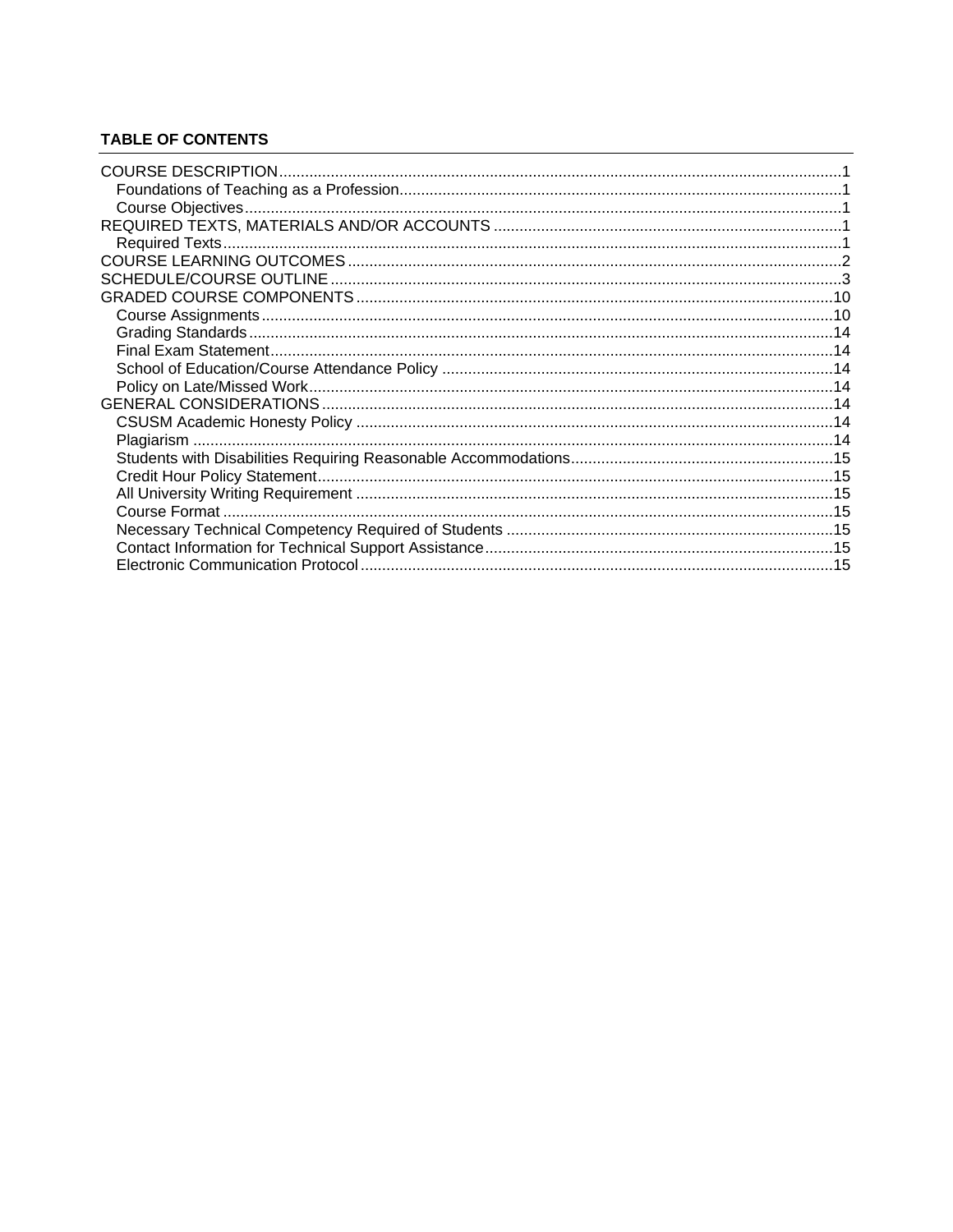**TABLE OF CONTENTS**

- COURSE DESCRIPTION .......... 1
  - Foundations of Teaching as a Profession .......... 1
  - Course Objectives .......... 1
- REQUIRED TEXTS, MATERIALS AND/OR ACCOUNTS .......... 1
  - Required Texts .......... 1
- COURSE LEARNING OUTCOMES .......... 2
- SCHEDULE/COURSE OUTLINE .......... 3
- GRADED COURSE COMPONENTS .......... 10
  - Course Assignments .......... 10
  - Grading Standards .......... 14
  - Final Exam Statement .......... 14
  - School of Education/Course Attendance Policy .......... 14
  - Policy on Late/Missed Work .......... 14
- GENERAL CONSIDERATIONS .......... 14
  - CSUSM Academic Honesty Policy .......... 14
  - Plagiarism .......... 14
  - Students with Disabilities Requiring Reasonable Accommodations .......... 15
  - Credit Hour Policy Statement .......... 15
  - All University Writing Requirement .......... 15
  - Course Format .......... 15
  - Necessary Technical Competency Required of Students .......... 15
  - Contact Information for Technical Support Assistance .......... 15
  - Electronic Communication Protocol .......... 15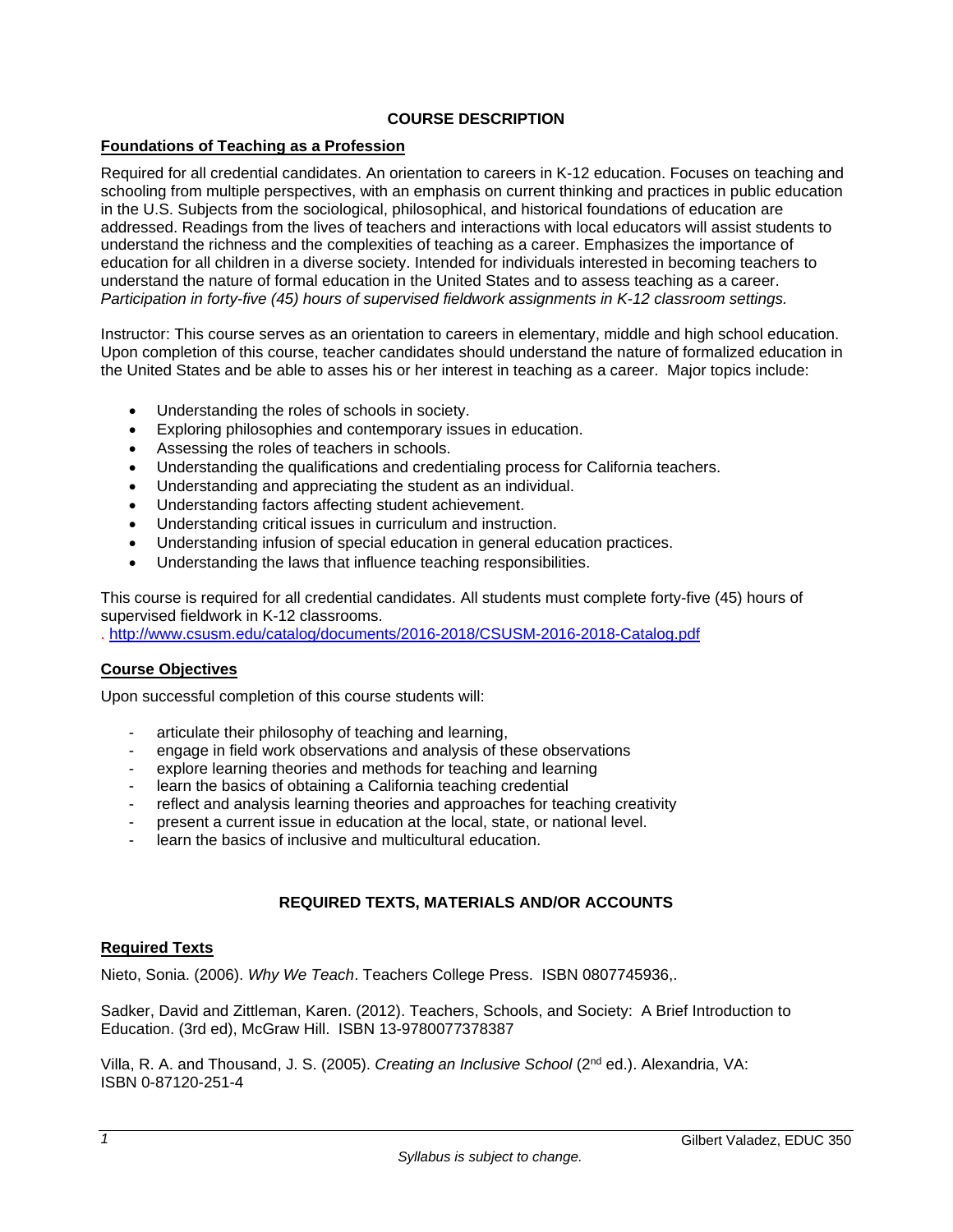## COURSE DESCRIPTION

**Foundations of Teaching as a Profession**

Required for all credential candidates. An orientation to careers in K-12 education. Focuses on teaching and schooling from multiple perspectives, with an emphasis on current thinking and practices in public education in the U.S. Subjects from the sociological, philosophical, and historical foundations of education are addressed. Readings from the lives of teachers and interactions with local educators will assist students to understand the richness and the complexities of teaching as a career. Emphasizes the importance of education for all children in a diverse society. Intended for individuals interested in becoming teachers to understand the nature of formal education in the United States and to assess teaching as a career. *Participation in forty-five (45) hours of supervised fieldwork assignments in K-12 classroom settings.*

Instructor: This course serves as an orientation to careers in elementary, middle and high school education. Upon completion of this course, teacher candidates should understand the nature of formalized education in the United States and be able to asses his or her interest in teaching as a career. Major topics include:

- Understanding the roles of schools in society.
- Exploring philosophies and contemporary issues in education.
- Assessing the roles of teachers in schools.
- Understanding the qualifications and credentialing process for California teachers.
- Understanding and appreciating the student as an individual.
- Understanding factors affecting student achievement.
- Understanding critical issues in curriculum and instruction.
- Understanding infusion of special education in general education practices.
- Understanding the laws that influence teaching responsibilities.

This course is required for all credential candidates. All students must complete forty-five (45) hours of supervised fieldwork in K-12 classrooms.
. http://www.csusm.edu/catalog/documents/2016-2018/CSUSM-2016-2018-Catalog.pdf

**Course Objectives**

Upon successful completion of this course students will:

- articulate their philosophy of teaching and learning,
- engage in field work observations and analysis of these observations
- explore learning theories and methods for teaching and learning
- learn the basics of obtaining a California teaching credential
- reflect and analysis learning theories and approaches for teaching creativity
- present a current issue in education at the local, state, or national level.
- learn the basics of inclusive and multicultural education.

## REQUIRED TEXTS, MATERIALS AND/OR ACCOUNTS

**Required Texts**

Nieto, Sonia. (2006). *Why We Teach*. Teachers College Press. ISBN 0807745936,.

Sadker, David and Zittleman, Karen. (2012). Teachers, Schools, and Society: A Brief Introduction to Education. (3rd ed), McGraw Hill. ISBN 13-9780077378387

Villa, R. A. and Thousand, J. S. (2005). *Creating an Inclusive School* (2nd ed.). Alexandria, VA: ISBN 0-87120-251-4

*Syllabus is subject to change.*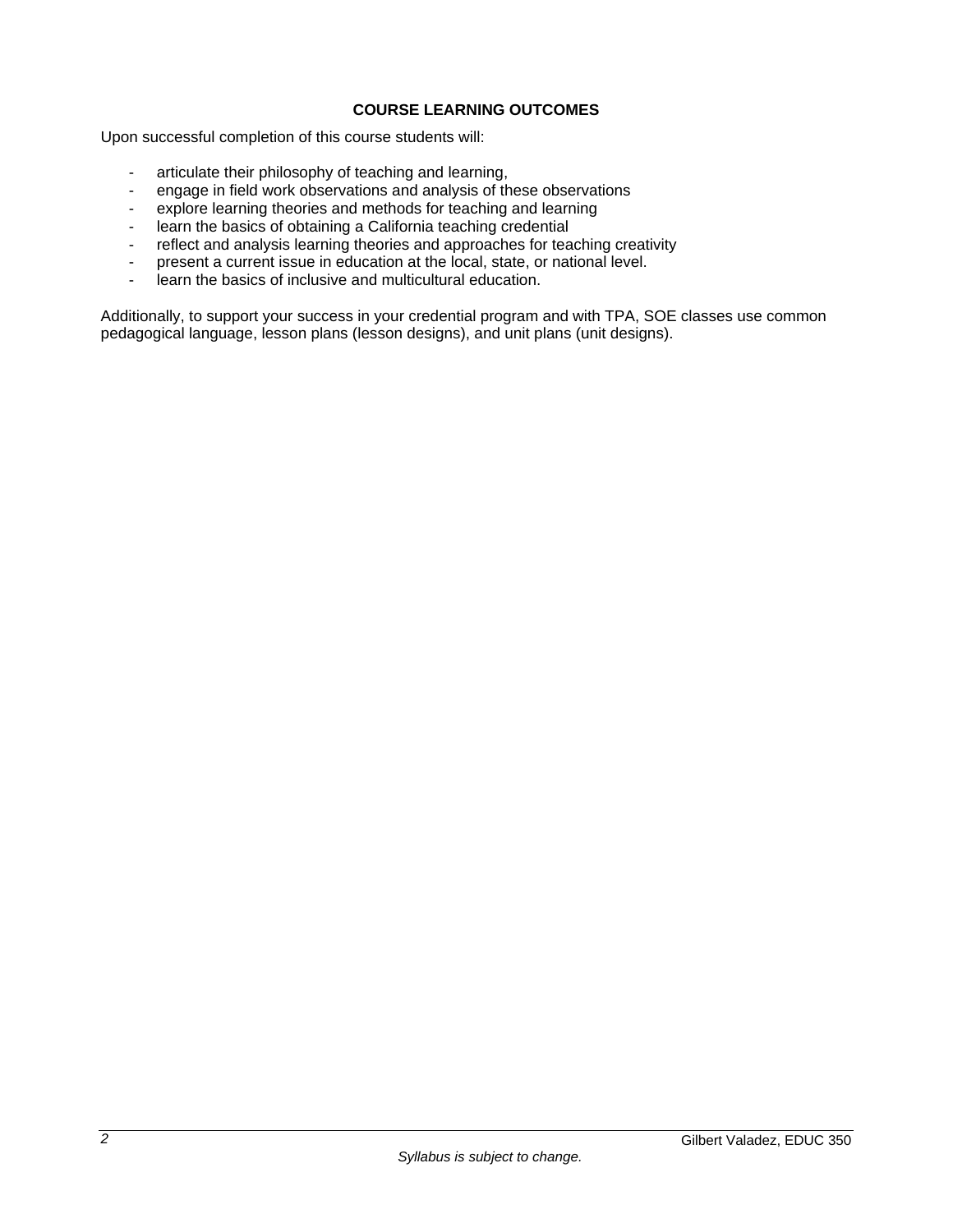## COURSE LEARNING OUTCOMES

Upon successful completion of this course students will:

- articulate their philosophy of teaching and learning,
- engage in field work observations and analysis of these observations
- explore learning theories and methods for teaching and learning
- learn the basics of obtaining a California teaching credential
- reflect and analysis learning theories and approaches for teaching creativity
- present a current issue in education at the local, state, or national level.
- learn the basics of inclusive and multicultural education.

Additionally, to support your success in your credential program and with TPA, SOE classes use common pedagogical language, lesson plans (lesson designs), and unit plans (unit designs).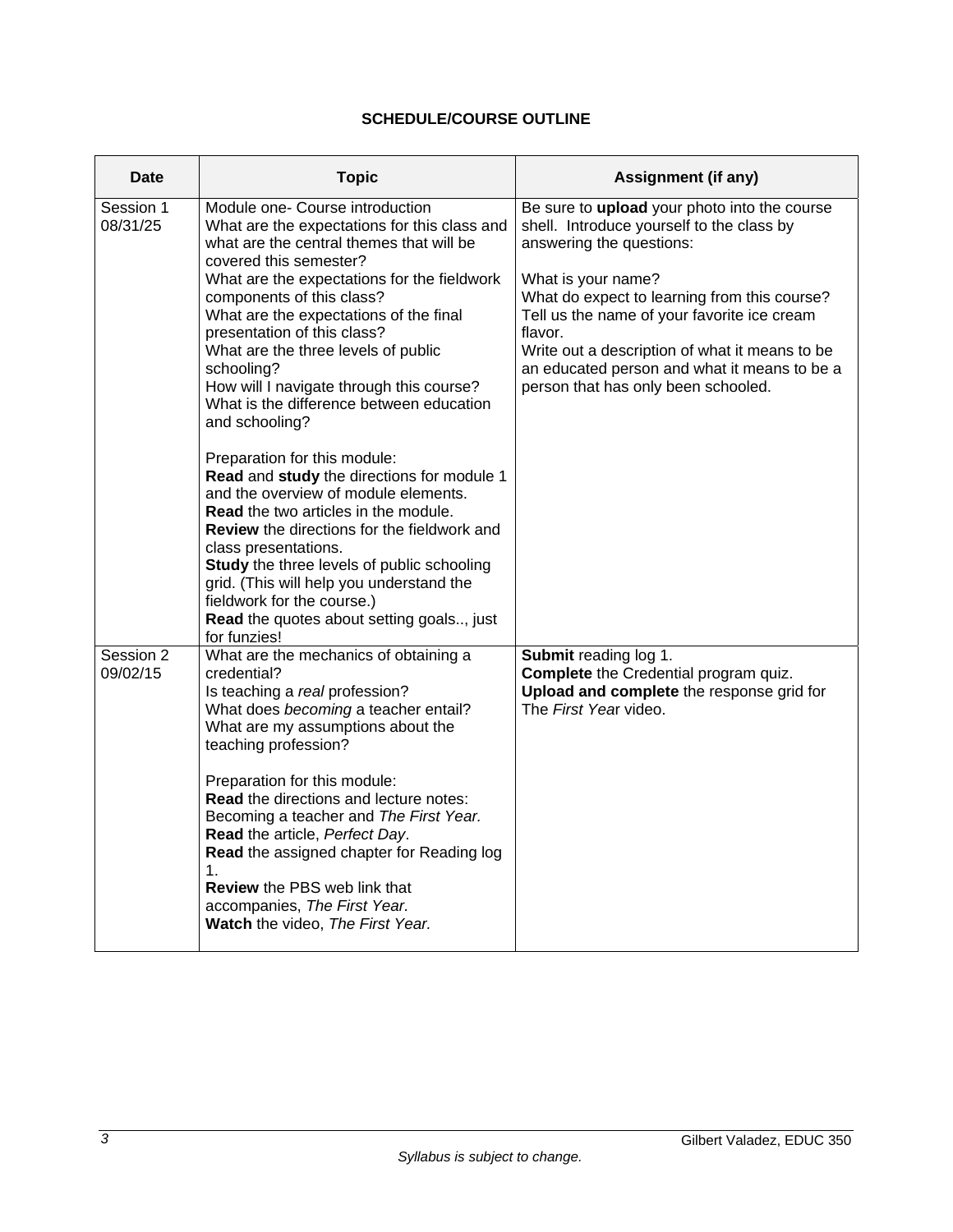# SCHEDULE/COURSE OUTLINE

| Date | Topic | Assignment (if any) |
|---|---|---|
| Session 1 08/31/25 | Module one- Course introduction<br>What are the expectations for this class and what are the central themes that will be covered this semester?<br>What are the expectations for the fieldwork components of this class?<br>What are the expectations of the final presentation of this class?<br>What are the three levels of public schooling?<br>How will I navigate through this course?<br>What is the difference between education and schooling?<br><br>Preparation for this module:<br>**Read** and **study** the directions for module 1 and the overview of module elements.<br>**Read** the two articles in the module.<br>**Review** the directions for the fieldwork and class presentations.<br>**Study** the three levels of public schooling grid. (This will help you understand the fieldwork for the course.)<br>**Read** the quotes about setting goals.., just for funzies! | Be sure to **upload** your photo into the course shell. Introduce yourself to the class by answering the questions:<br><br>What is your name?<br>What do expect to learning from this course?<br>Tell us the name of your favorite ice cream flavor.<br>Write out a description of what it means to be an educated person and what it means to be a person that has only been schooled. |
| Session 2 09/02/15 | What are the mechanics of obtaining a credential?<br>Is teaching a *real* profession?<br>What does *becoming* a teacher entail?<br>What are my assumptions about the teaching profession?<br><br>Preparation for this module:<br>**Read** the directions and lecture notes: Becoming a teacher and *The First Year.*<br>**Read** the article, *Perfect Day*.<br>**Read** the assigned chapter for Reading log 1.<br>**Review** the PBS web link that accompanies, *The First Year.*<br>**Watch** the video, *The First Year.* | **Submit** reading log 1.<br>**Complete** the Credential program quiz.<br>**Upload and complete** the response grid for The *First Yea*r video. |

*Syllabus is subject to change.*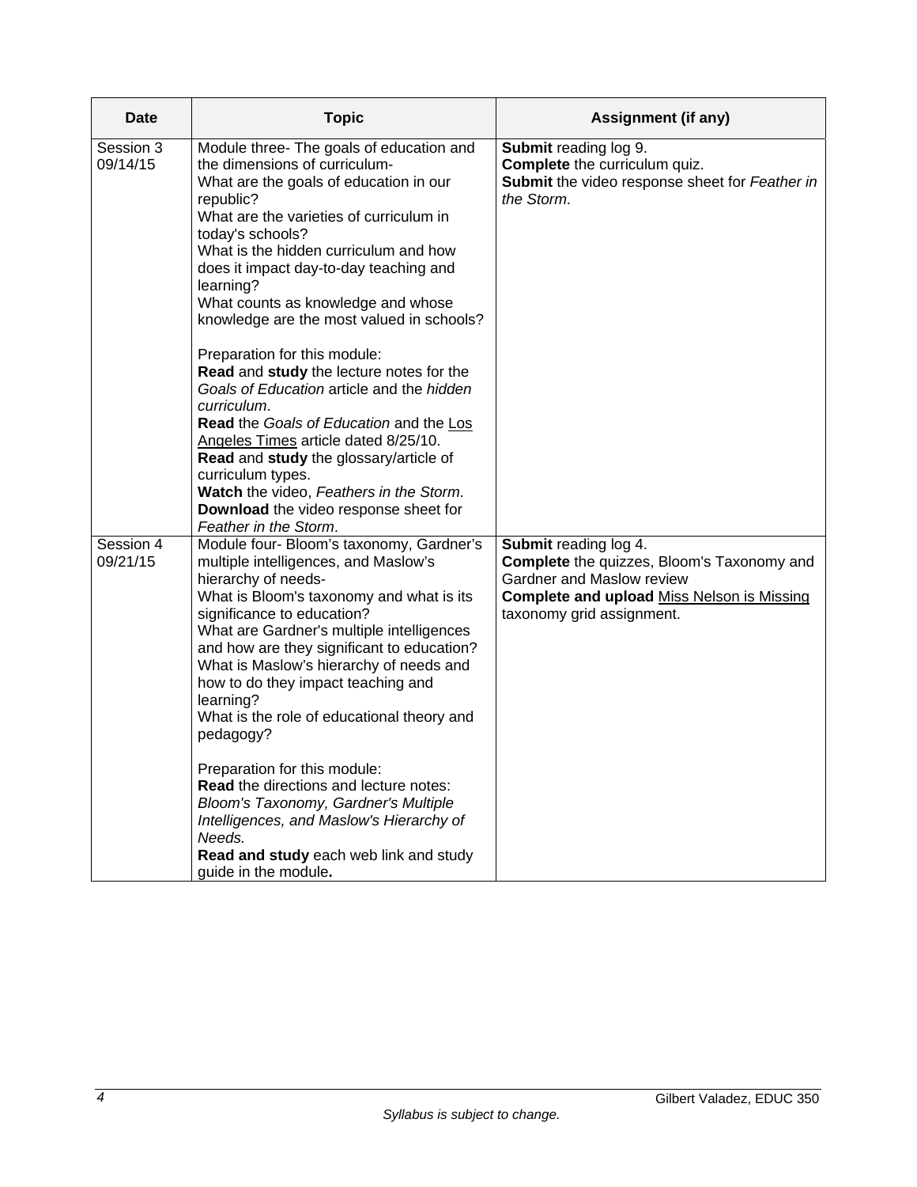| Date | Topic | Assignment (if any) |
|---|---|---|
| Session 3<br>09/14/15 | Module three- The goals of education and the dimensions of curriculum-<br>What are the goals of education in our republic?<br>What are the varieties of curriculum in today's schools?<br>What is the hidden curriculum and how does it impact day-to-day teaching and learning?<br>What counts as knowledge and whose knowledge are the most valued in schools?<br><br>Preparation for this module:<br>**Read** and **study** the lecture notes for the *Goals of Education* article and the *hidden curriculum*.<br>**Read** the *Goals of Education* and the Los Angeles Times article dated 8/25/10.<br>**Read** and **study** the glossary/article of curriculum types.<br>**Watch** the video, *Feathers in the Storm*.<br>**Download** the video response sheet for *Feather in the Storm*. | **Submit** reading log 9.<br>**Complete** the curriculum quiz.<br>**Submit** the video response sheet for *Feather in the Storm*. |
| Session 4<br>09/21/15 | Module four- Bloom's taxonomy, Gardner's multiple intelligences, and Maslow's hierarchy of needs-<br>What is Bloom's taxonomy and what is its significance to education?<br>What are Gardner's multiple intelligences and how are they significant to education?<br>What is Maslow's hierarchy of needs and how to do they impact teaching and learning?<br>What is the role of educational theory and pedagogy?<br><br>Preparation for this module:<br>**Read** the directions and lecture notes: *Bloom's Taxonomy, Gardner's Multiple Intelligences, and Maslow's Hierarchy of Needs.*<br>**Read and study** each web link and study guide in the module**.** | **Submit** reading log 4.<br>**Complete** the quizzes, Bloom's Taxonomy and Gardner and Maslow review<br>**Complete and upload** Miss Nelson is Missing taxonomy grid assignment. |

*Syllabus is subject to change.*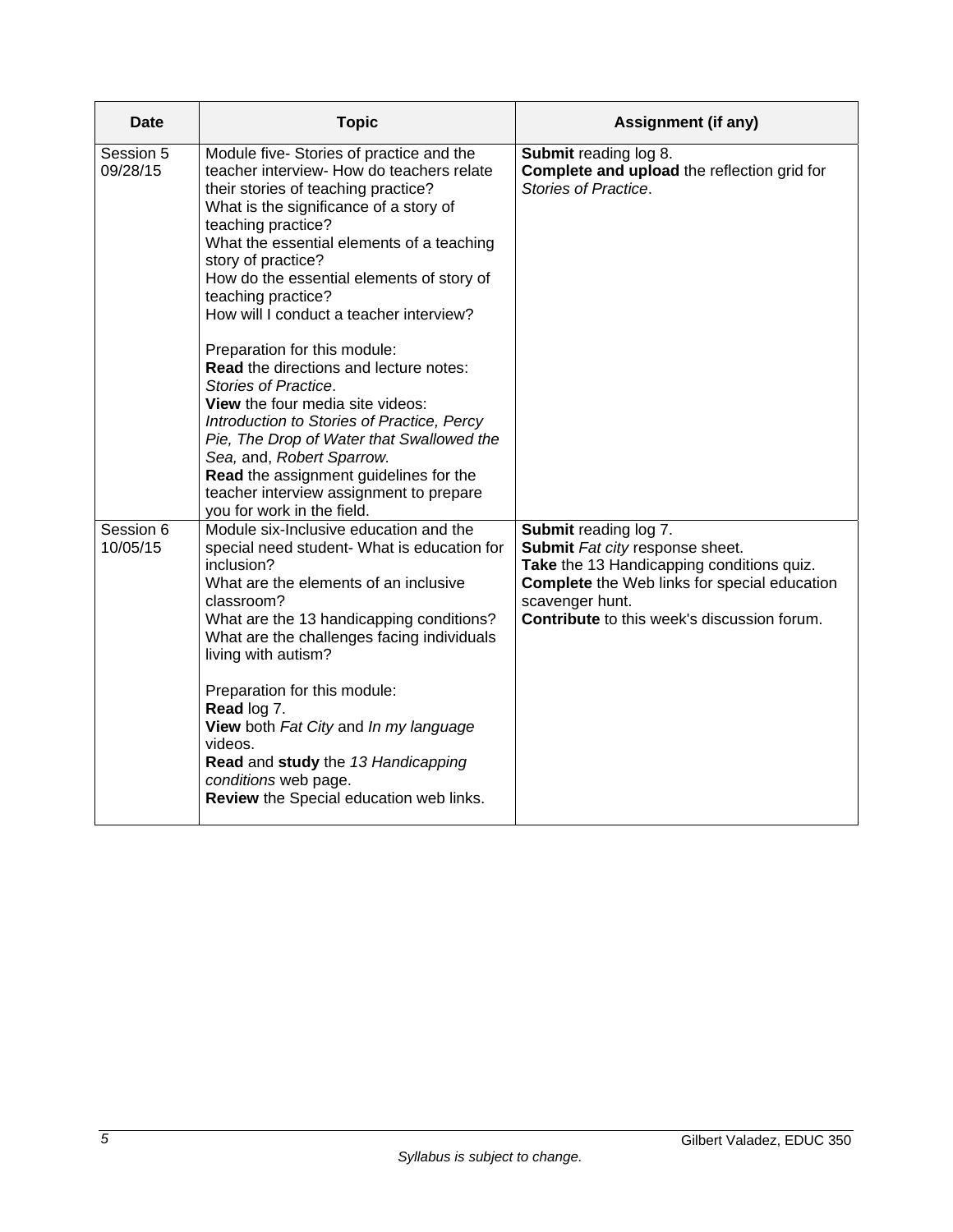| Date | Topic | Assignment (if any) |
| --- | --- | --- |
| Session 5 09/28/15 | Module five- Stories of practice and the teacher interview- How do teachers relate their stories of teaching practice?<br>What is the significance of a story of teaching practice?<br>What the essential elements of a teaching story of practice?<br>How do the essential elements of story of teaching practice?<br>How will I conduct a teacher interview?<br><br>Preparation for this module:<br>**Read** the directions and lecture notes: *Stories of Practice*.<br>**View** the four media site videos: *Introduction to Stories of Practice, Percy Pie, The Drop of Water that Swallowed the Sea,* and, *Robert Sparrow*.<br>**Read** the assignment guidelines for the teacher interview assignment to prepare you for work in the field. | **Submit** reading log 8.<br>**Complete and upload** the reflection grid for *Stories of Practice*. |
| Session 6 10/05/15 | Module six-Inclusive education and the special need student- What is education for inclusion?<br>What are the elements of an inclusive classroom?<br>What are the 13 handicapping conditions?<br>What are the challenges facing individuals living with autism?<br><br>Preparation for this module:<br>**Read** log 7.<br>**View** both *Fat City* and *In my language* videos.<br>**Read** and **study** the *13 Handicapping conditions* web page.<br>**Review** the Special education web links. | **Submit** reading log 7.<br>**Submit** *Fat city* response sheet.<br>**Take** the 13 Handicapping conditions quiz.<br>**Complete** the Web links for special education scavenger hunt.<br>**Contribute** to this week's discussion forum. |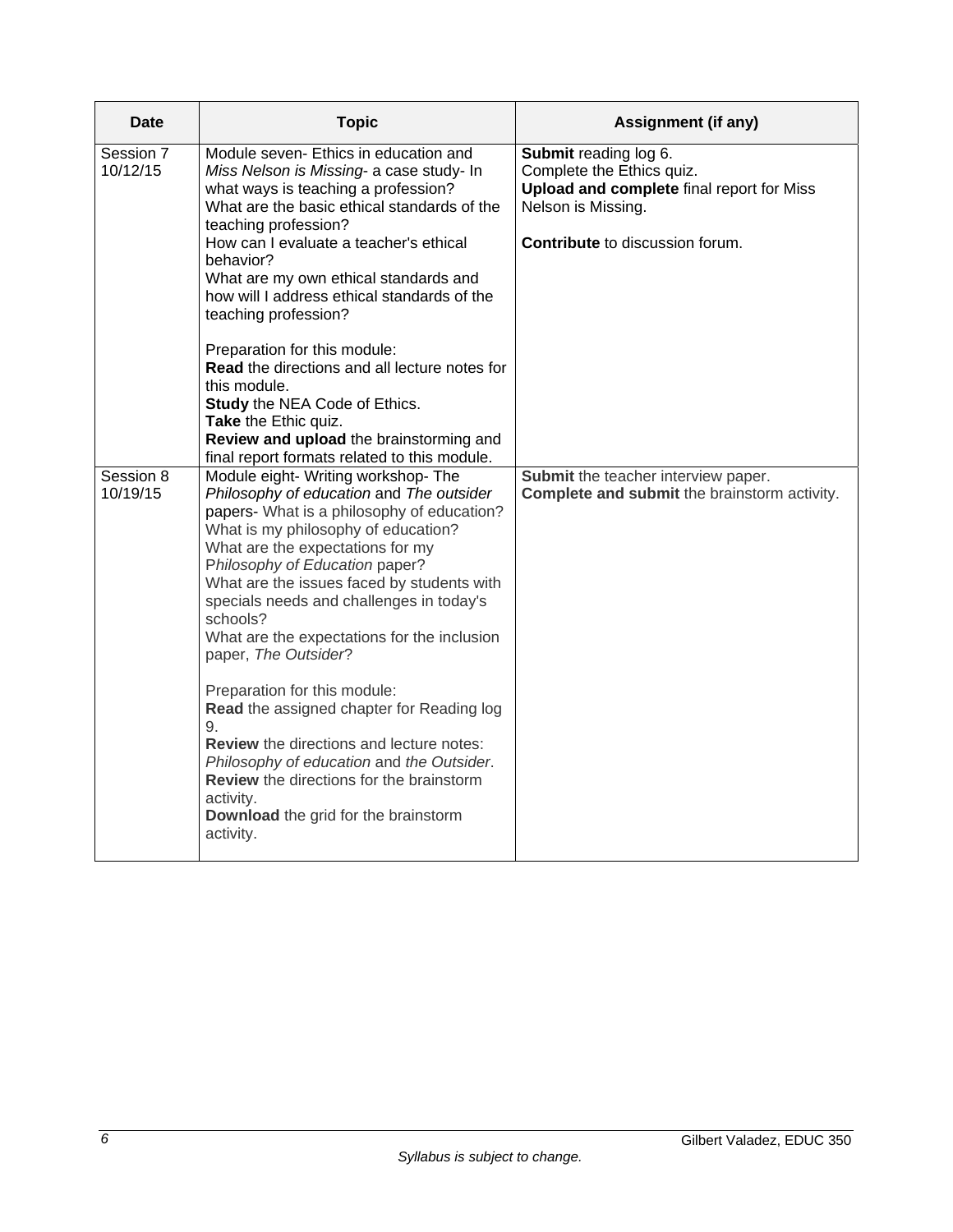| Date | Topic | Assignment (if any) |
|---|---|---|
| Session 7 10/12/15 | Module seven- Ethics in education and *Miss Nelson is Missing*- a case study- In what ways is teaching a profession?<br>What are the basic ethical standards of the teaching profession?<br>How can I evaluate a teacher's ethical behavior?<br>What are my own ethical standards and how will I address ethical standards of the teaching profession?<br><br>Preparation for this module:<br>**Read** the directions and all lecture notes for this module.<br>**Study** the NEA Code of Ethics.<br>**Take** the Ethic quiz.<br>**Review and upload** the brainstorming and final report formats related to this module. | **Submit** reading log 6.<br>Complete the Ethics quiz.<br>**Upload and complete** final report for Miss Nelson is Missing.<br><br>**Contribute** to discussion forum. |
| Session 8 10/19/15 | Module eight- Writing workshop- The *Philosophy of education* and *The outsider* papers- What is a philosophy of education?<br>What is my philosophy of education?<br>What are the expectations for my P*hilosophy of Education* paper?<br>What are the issues faced by students with specials needs and challenges in today's schools?<br>What are the expectations for the inclusion paper, *The Outsider*?<br><br>Preparation for this module:<br>**Read** the assigned chapter for Reading log 9.<br>**Review** the directions and lecture notes: *Philosophy of education* and *the Outsider*.<br>**Review** the directions for the brainstorm activity.<br>**Download** the grid for the brainstorm activity. | **Submit** the teacher interview paper.<br>**Complete and submit** the brainstorm activity. |

*Syllabus is subject to change.*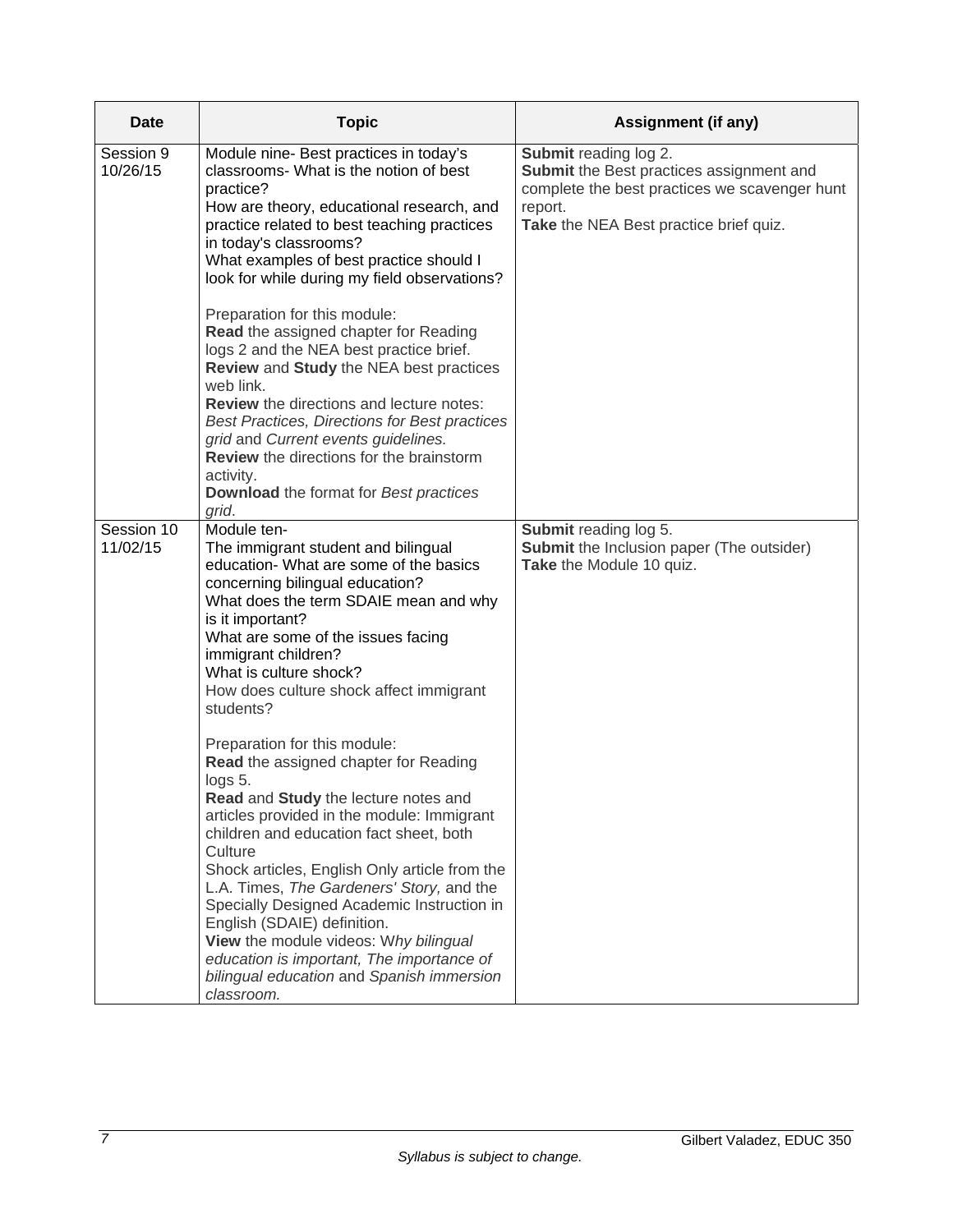| Date | Topic | Assignment (if any) |
|---|---|---|
| Session 9 10/26/15 | Module nine- Best practices in today's classrooms- What is the notion of best practice?<br>How are theory, educational research, and practice related to best teaching practices in today's classrooms?<br>What examples of best practice should I look for while during my field observations?<br><br>Preparation for this module:<br>**Read** the assigned chapter for Reading logs 2 and the NEA best practice brief.<br>**Review** and **Study** the NEA best practices web link.<br>**Review** the directions and lecture notes: *Best Practices, Directions for Best practices grid* and *Current events guidelines.*<br>**Review** the directions for the brainstorm activity.<br>**Download** the format for *Best practices grid*. | **Submit** reading log 2.<br>**Submit** the Best practices assignment and complete the best practices we scavenger hunt report.<br>**Take** the NEA Best practice brief quiz. |
| Session 10 11/02/15 | Module ten-<br>The immigrant student and bilingual education- What are some of the basics concerning bilingual education?<br>What does the term SDAIE mean and why is it important?<br>What are some of the issues facing immigrant children?<br>What is culture shock?<br>How does culture shock affect immigrant students?<br><br>Preparation for this module:<br>**Read** the assigned chapter for Reading logs 5.<br>**Read** and **Study** the lecture notes and articles provided in the module: Immigrant children and education fact sheet, both Culture<br>Shock articles, English Only article from the L.A. Times, *The Gardeners' Story,* and the Specially Designed Academic Instruction in English (SDAIE) definition.<br>**View** the module videos: W*hy bilingual education is important, The importance of bilingual education* and *Spanish immersion classroom.* | **Submit** reading log 5.<br>**Submit** the Inclusion paper (The outsider)<br>**Take** the Module 10 quiz. |

*Syllabus is subject to change.*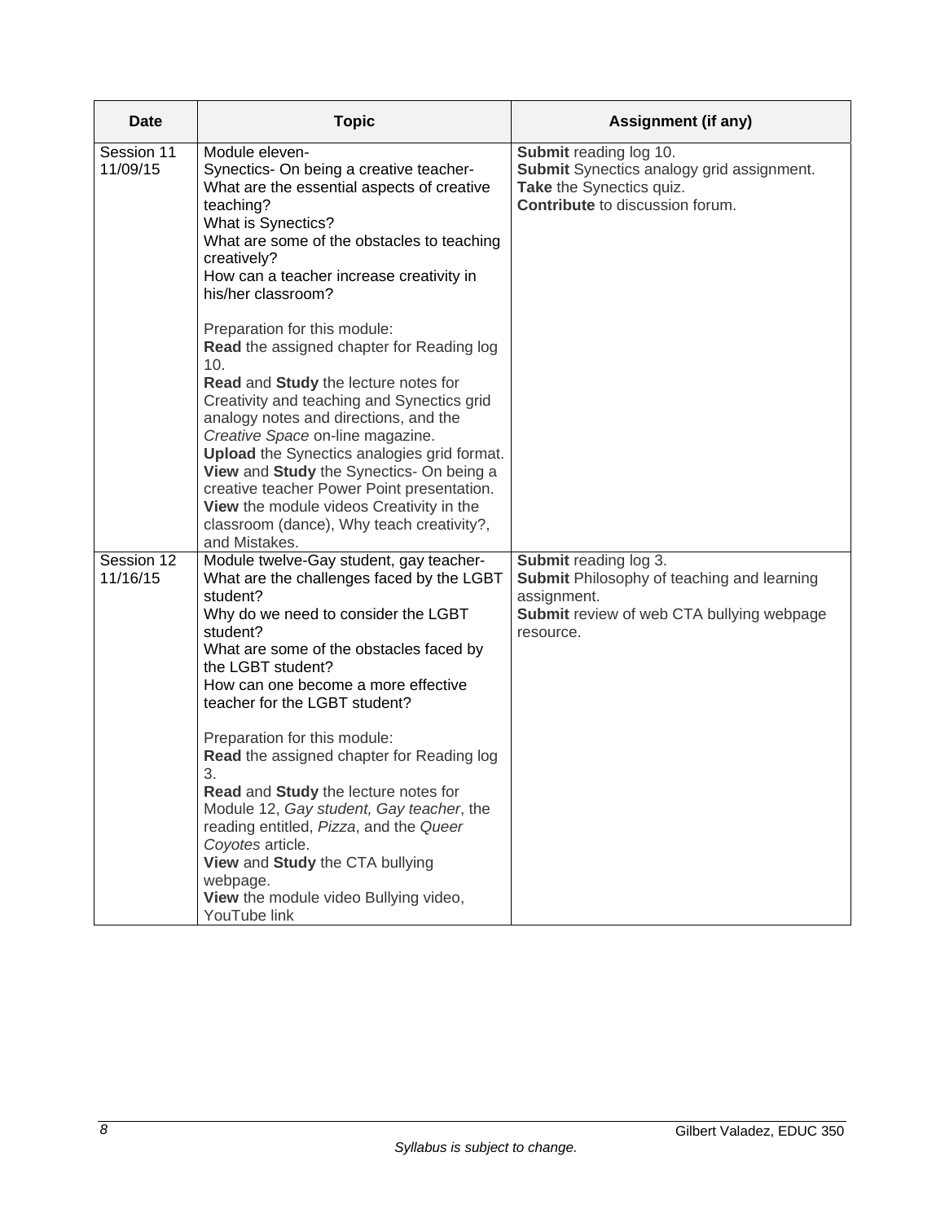| Date | Topic | Assignment (if any) |
|---|---|---|
| Session 11 11/09/15 | Module eleven- Synectics- On being a creative teacher- What are the essential aspects of creative teaching? What is Synectics? What are some of the obstacles to teaching creatively? How can a teacher increase creativity in his/her classroom?<br><br>Preparation for this module:<br>**Read** the assigned chapter for Reading log 10.<br>**Read** and **Study** the lecture notes for Creativity and teaching and Synectics grid analogy notes and directions, and the *Creative Space* on-line magazine.<br>**Upload** the Synectics analogies grid format.<br>**View** and **Study** the Synectics- On being a creative teacher Power Point presentation.<br>**View** the module videos Creativity in the classroom (dance), Why teach creativity?, and Mistakes. | **Submit** reading log 10.<br>**Submit** Synectics analogy grid assignment.<br>**Take** the Synectics quiz.<br>**Contribute** to discussion forum. |
| Session 12 11/16/15 | Module twelve-Gay student, gay teacher- What are the challenges faced by the LGBT student? Why do we need to consider the LGBT student? What are some of the obstacles faced by the LGBT student? How can one become a more effective teacher for the LGBT student?<br><br>Preparation for this module:<br>**Read** the assigned chapter for Reading log 3.<br>**Read** and **Study** the lecture notes for Module 12, *Gay student, Gay teacher*, the reading entitled, *Pizza*, and the *Queer Coyotes* article.<br>**View** and **Study** the CTA bullying webpage.<br>**View** the module video Bullying video, YouTube link | **Submit** reading log 3.<br>**Submit** Philosophy of teaching and learning assignment.<br>**Submit** review of web CTA bullying webpage resource. |

*Syllabus is subject to change.*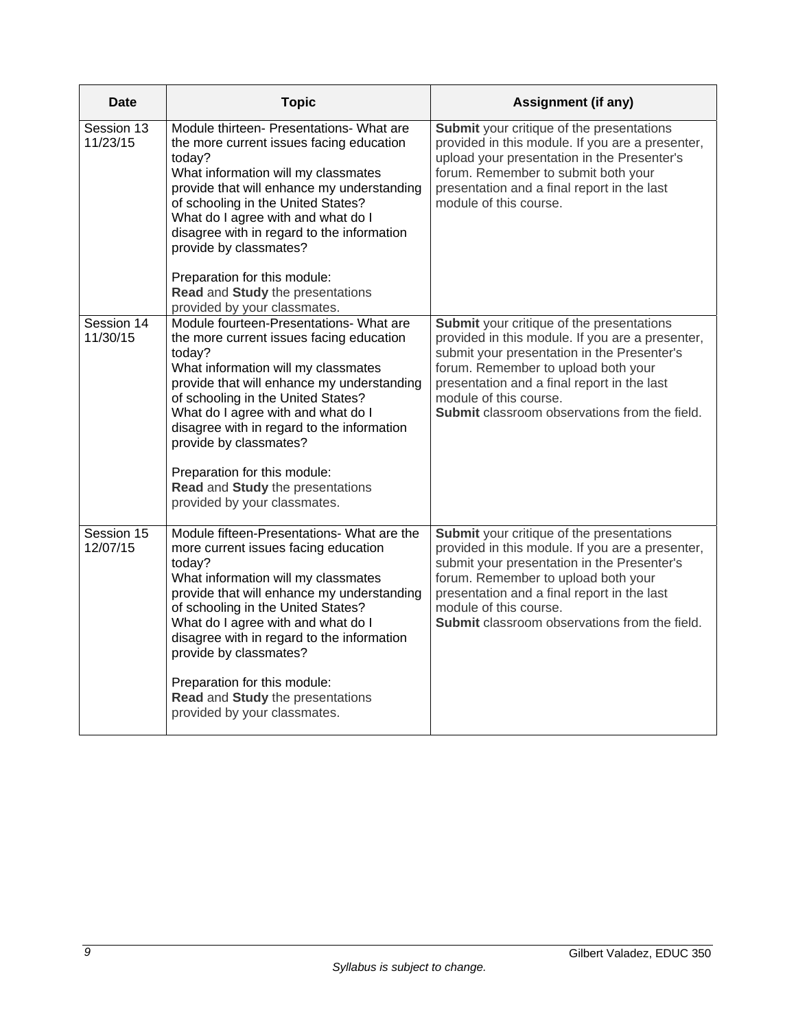| Date | Topic | Assignment (if any) |
|---|---|---|
| Session 13 11/23/15 | Module thirteen- Presentations- What are the more current issues facing education today?<br>What information will my classmates provide that will enhance my understanding of schooling in the United States?<br>What do I agree with and what do I disagree with in regard to the information provide by classmates?<br><br>Preparation for this module:<br>**Read** and **Study** the presentations provided by your classmates. | **Submit** your critique of the presentations provided in this module. If you are a presenter, upload your presentation in the Presenter's forum. Remember to submit both your presentation and a final report in the last module of this course. |
| Session 14 11/30/15 | Module fourteen-Presentations- What are the more current issues facing education today?<br>What information will my classmates provide that will enhance my understanding of schooling in the United States?<br>What do I agree with and what do I disagree with in regard to the information provide by classmates?<br><br>Preparation for this module:<br>**Read** and **Study** the presentations provided by your classmates. | **Submit** your critique of the presentations provided in this module. If you are a presenter, submit your presentation in the Presenter's forum. Remember to upload both your presentation and a final report in the last module of this course.<br>**Submit** classroom observations from the field. |
| Session 15 12/07/15 | Module fifteen-Presentations- What are the more current issues facing education today?<br>What information will my classmates provide that will enhance my understanding of schooling in the United States?<br>What do I agree with and what do I disagree with in regard to the information provide by classmates?<br><br>Preparation for this module:<br>**Read** and **Study** the presentations provided by your classmates. | **Submit** your critique of the presentations provided in this module. If you are a presenter, submit your presentation in the Presenter's forum. Remember to upload both your presentation and a final report in the last module of this course.<br>**Submit** classroom observations from the field. |

*Syllabus is subject to change.*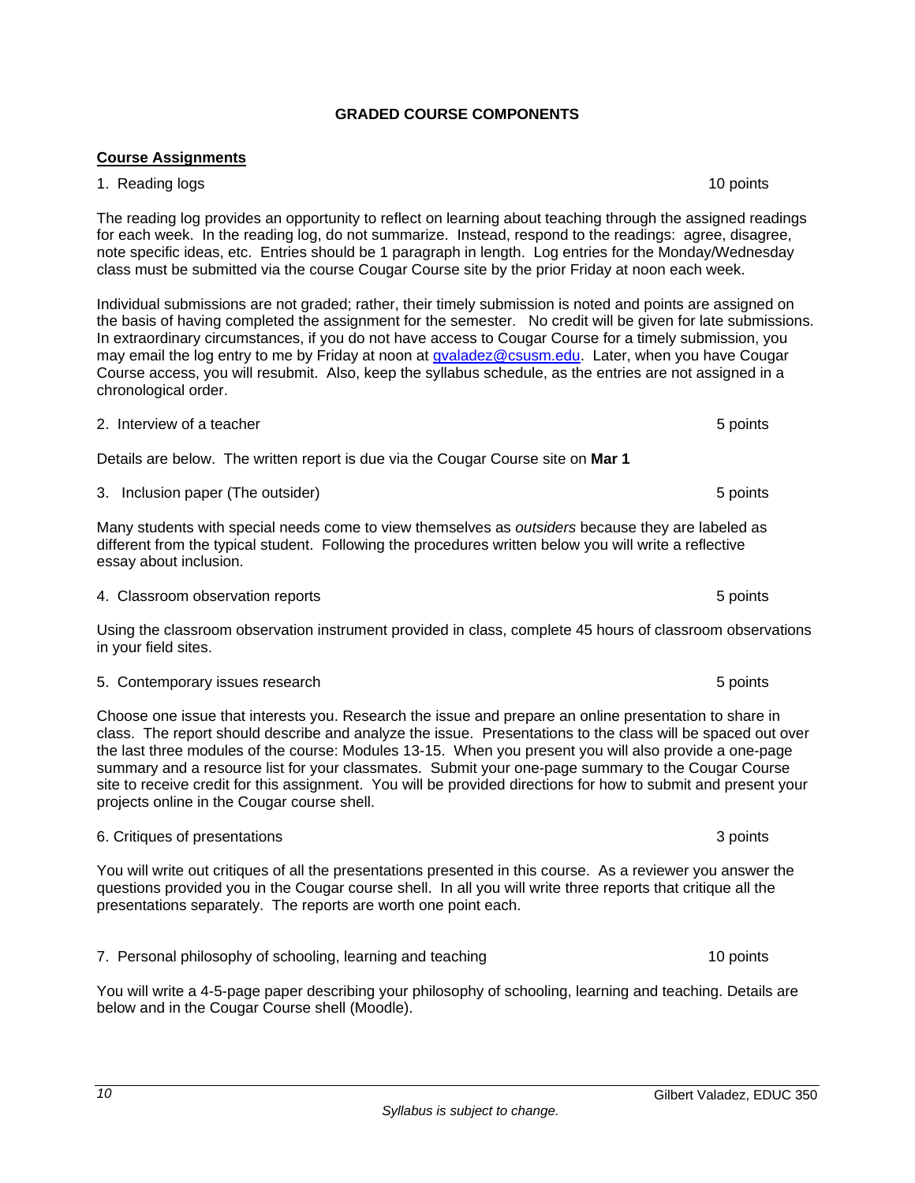## GRADED COURSE COMPONENTS

**Course Assignments**

1. Reading logs — 10 points

The reading log provides an opportunity to reflect on learning about teaching through the assigned readings for each week. In the reading log, do not summarize. Instead, respond to the readings: agree, disagree, note specific ideas, etc. Entries should be 1 paragraph in length. Log entries for the Monday/Wednesday class must be submitted via the course Cougar Course site by the prior Friday at noon each week.

Individual submissions are not graded; rather, their timely submission is noted and points are assigned on the basis of having completed the assignment for the semester. No credit will be given for late submissions. In extraordinary circumstances, if you do not have access to Cougar Course for a timely submission, you may email the log entry to me by Friday at noon at gvaladez@csusm.edu. Later, when you have Cougar Course access, you will resubmit. Also, keep the syllabus schedule, as the entries are not assigned in a chronological order.

2. Interview of a teacher — 5 points

Details are below. The written report is due via the Cougar Course site on **Mar 1**

3. Inclusion paper (The outsider) — 5 points

Many students with special needs come to view themselves as *outsiders* because they are labeled as different from the typical student. Following the procedures written below you will write a reflective essay about inclusion.

4. Classroom observation reports — 5 points

Using the classroom observation instrument provided in class, complete 45 hours of classroom observations in your field sites.

5. Contemporary issues research — 5 points

Choose one issue that interests you. Research the issue and prepare an online presentation to share in class. The report should describe and analyze the issue. Presentations to the class will be spaced out over the last three modules of the course: Modules 13-15. When you present you will also provide a one-page summary and a resource list for your classmates. Submit your one-page summary to the Cougar Course site to receive credit for this assignment. You will be provided directions for how to submit and present your projects online in the Cougar course shell.

6. Critiques of presentations — 3 points

You will write out critiques of all the presentations presented in this course. As a reviewer you answer the questions provided you in the Cougar course shell. In all you will write three reports that critique all the presentations separately. The reports are worth one point each.

7. Personal philosophy of schooling, learning and teaching — 10 points

You will write a 4-5-page paper describing your philosophy of schooling, learning and teaching. Details are below and in the Cougar Course shell (Moodle).

*Syllabus is subject to change.*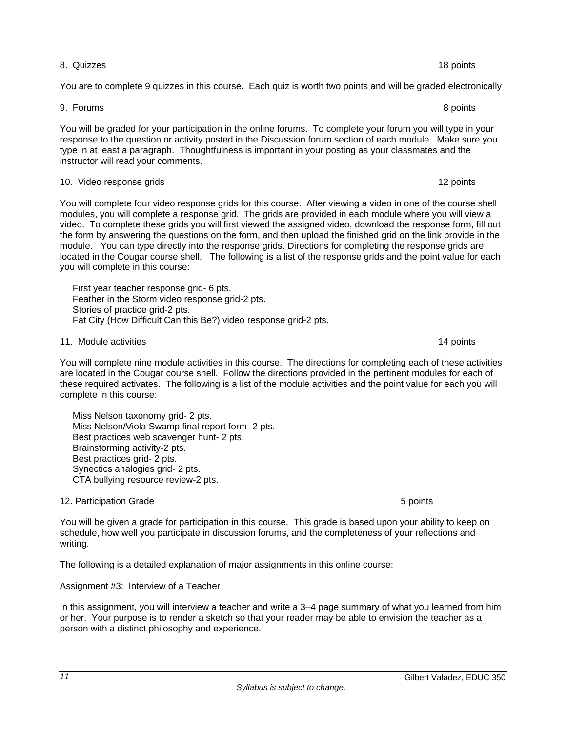8. Quizzes 18 points

You are to complete 9 quizzes in this course. Each quiz is worth two points and will be graded electronically

9. Forums 8 points

You will be graded for your participation in the online forums. To complete your forum you will type in your response to the question or activity posted in the Discussion forum section of each module. Make sure you type in at least a paragraph. Thoughtfulness is important in your posting as your classmates and the instructor will read your comments.

10. Video response grids 12 points

You will complete four video response grids for this course. After viewing a video in one of the course shell modules, you will complete a response grid. The grids are provided in each module where you will view a video. To complete these grids you will first viewed the assigned video, download the response form, fill out the form by answering the questions on the form, and then upload the finished grid on the link provide in the module. You can type directly into the response grids. Directions for completing the response grids are located in the Cougar course shell. The following is a list of the response grids and the point value for each you will complete in this course:

First year teacher response grid- 6 pts.
Feather in the Storm video response grid-2 pts.
Stories of practice grid-2 pts.
Fat City (How Difficult Can this Be?) video response grid-2 pts.

11. Module activities 14 points

You will complete nine module activities in this course. The directions for completing each of these activities are located in the Cougar course shell. Follow the directions provided in the pertinent modules for each of these required activates. The following is a list of the module activities and the point value for each you will complete in this course:

Miss Nelson taxonomy grid- 2 pts.
Miss Nelson/Viola Swamp final report form- 2 pts.
Best practices web scavenger hunt- 2 pts.
Brainstorming activity-2 pts.
Best practices grid- 2 pts.
Synectics analogies grid- 2 pts.
CTA bullying resource review-2 pts.

12. Participation Grade 5 points

You will be given a grade for participation in this course. This grade is based upon your ability to keep on schedule, how well you participate in discussion forums, and the completeness of your reflections and writing.

The following is a detailed explanation of major assignments in this online course:

Assignment #3: Interview of a Teacher

In this assignment, you will interview a teacher and write a 3–4 page summary of what you learned from him or her. Your purpose is to render a sketch so that your reader may be able to envision the teacher as a person with a distinct philosophy and experience.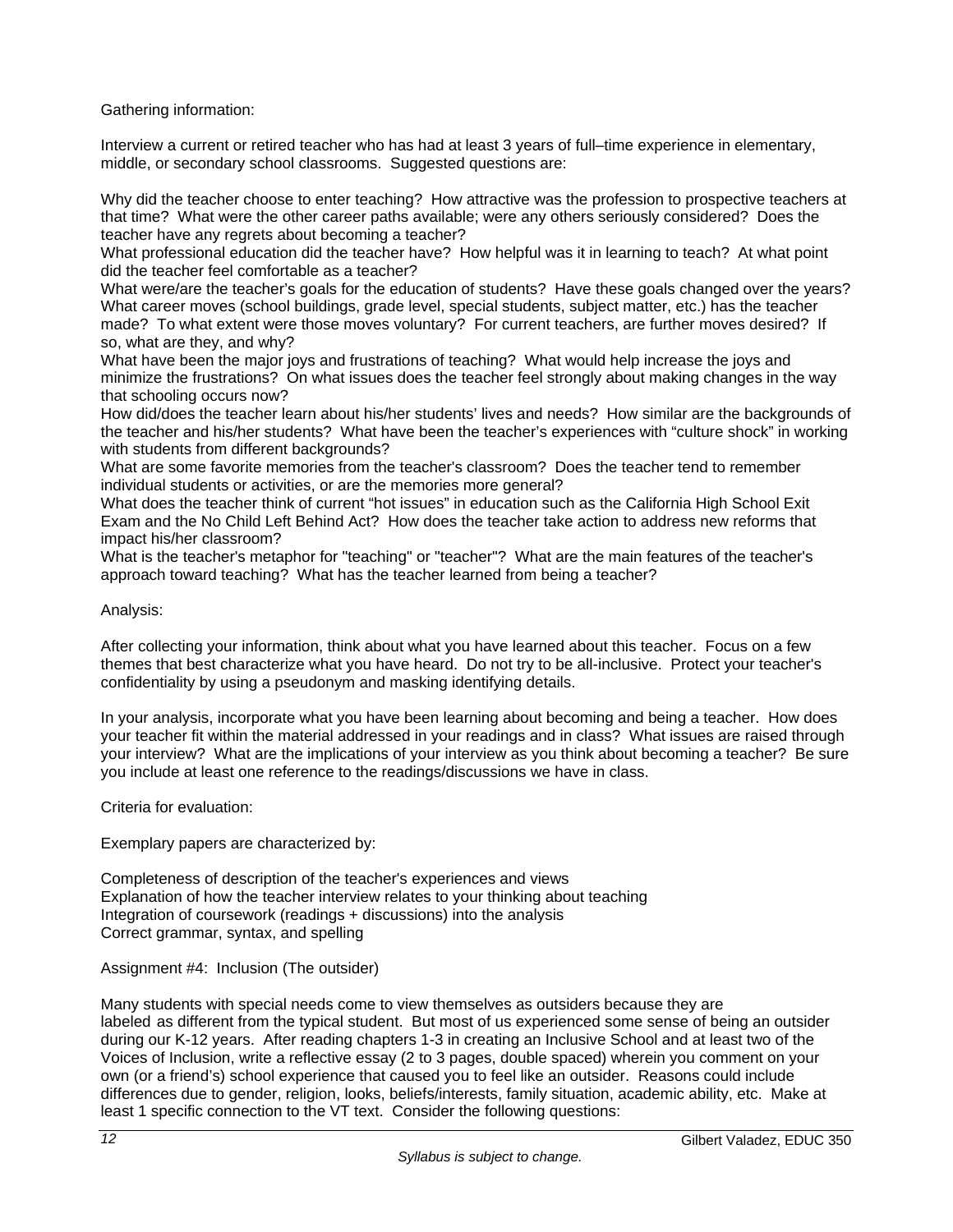Gathering information:

Interview a current or retired teacher who has had at least 3 years of full–time experience in elementary, middle, or secondary school classrooms. Suggested questions are:

Why did the teacher choose to enter teaching? How attractive was the profession to prospective teachers at that time? What were the other career paths available; were any others seriously considered? Does the teacher have any regrets about becoming a teacher?
What professional education did the teacher have? How helpful was it in learning to teach? At what point did the teacher feel comfortable as a teacher?
What were/are the teacher's goals for the education of students? Have these goals changed over the years?
What career moves (school buildings, grade level, special students, subject matter, etc.) has the teacher made? To what extent were those moves voluntary? For current teachers, are further moves desired? If so, what are they, and why?
What have been the major joys and frustrations of teaching? What would help increase the joys and minimize the frustrations? On what issues does the teacher feel strongly about making changes in the way that schooling occurs now?
How did/does the teacher learn about his/her students' lives and needs? How similar are the backgrounds of the teacher and his/her students? What have been the teacher's experiences with "culture shock" in working with students from different backgrounds?
What are some favorite memories from the teacher's classroom? Does the teacher tend to remember individual students or activities, or are the memories more general?
What does the teacher think of current "hot issues" in education such as the California High School Exit Exam and the No Child Left Behind Act? How does the teacher take action to address new reforms that impact his/her classroom?
What is the teacher's metaphor for "teaching" or "teacher"? What are the main features of the teacher's approach toward teaching? What has the teacher learned from being a teacher?

Analysis:

After collecting your information, think about what you have learned about this teacher. Focus on a few themes that best characterize what you have heard. Do not try to be all-inclusive. Protect your teacher's confidentiality by using a pseudonym and masking identifying details.

In your analysis, incorporate what you have been learning about becoming and being a teacher. How does your teacher fit within the material addressed in your readings and in class? What issues are raised through your interview? What are the implications of your interview as you think about becoming a teacher? Be sure you include at least one reference to the readings/discussions we have in class.

Criteria for evaluation:

Exemplary papers are characterized by:

Completeness of description of the teacher's experiences and views
Explanation of how the teacher interview relates to your thinking about teaching
Integration of coursework (readings + discussions) into the analysis
Correct grammar, syntax, and spelling

Assignment #4: Inclusion (The outsider)

Many students with special needs come to view themselves as outsiders because they are labeled as different from the typical student. But most of us experienced some sense of being an outsider during our K-12 years. After reading chapters 1-3 in creating an Inclusive School and at least two of the Voices of Inclusion, write a reflective essay (2 to 3 pages, double spaced) wherein you comment on your own (or a friend's) school experience that caused you to feel like an outsider. Reasons could include differences due to gender, religion, looks, beliefs/interests, family situation, academic ability, etc. Make at least 1 specific connection to the VT text. Consider the following questions: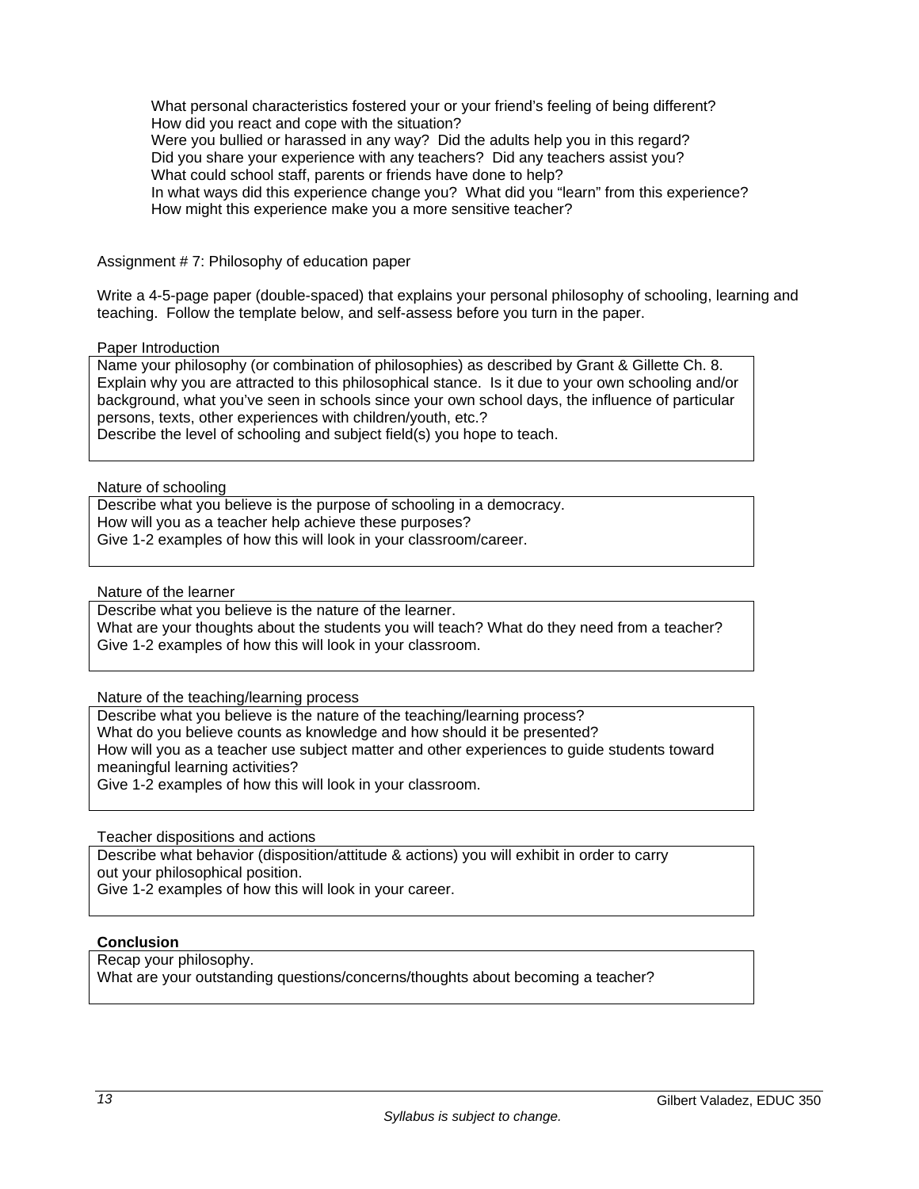What personal characteristics fostered your or your friend's feeling of being different?
How did you react and cope with the situation?
Were you bullied or harassed in any way? Did the adults help you in this regard?
Did you share your experience with any teachers? Did any teachers assist you?
What could school staff, parents or friends have done to help?
In what ways did this experience change you? What did you "learn" from this experience?
How might this experience make you a more sensitive teacher?

Assignment # 7: Philosophy of education paper

Write a 4-5-page paper (double-spaced) that explains your personal philosophy of schooling, learning and teaching. Follow the template below, and self-assess before you turn in the paper.

Paper Introduction

Name your philosophy (or combination of philosophies) as described by Grant & Gillette Ch. 8.
Explain why you are attracted to this philosophical stance. Is it due to your own schooling and/or background, what you've seen in schools since your own school days, the influence of particular persons, texts, other experiences with children/youth, etc.?
Describe the level of schooling and subject field(s) you hope to teach.

Nature of schooling

Describe what you believe is the purpose of schooling in a democracy.
How will you as a teacher help achieve these purposes?
Give 1-2 examples of how this will look in your classroom/career.

Nature of the learner

Describe what you believe is the nature of the learner.
What are your thoughts about the students you will teach? What do they need from a teacher?
Give 1-2 examples of how this will look in your classroom.

Nature of the teaching/learning process

Describe what you believe is the nature of the teaching/learning process?
What do you believe counts as knowledge and how should it be presented?
How will you as a teacher use subject matter and other experiences to guide students toward meaningful learning activities?
Give 1-2 examples of how this will look in your classroom.

Teacher dispositions and actions

Describe what behavior (disposition/attitude & actions) you will exhibit in order to carry out your philosophical position.
Give 1-2 examples of how this will look in your career.

**Conclusion**

Recap your philosophy.
What are your outstanding questions/concerns/thoughts about becoming a teacher?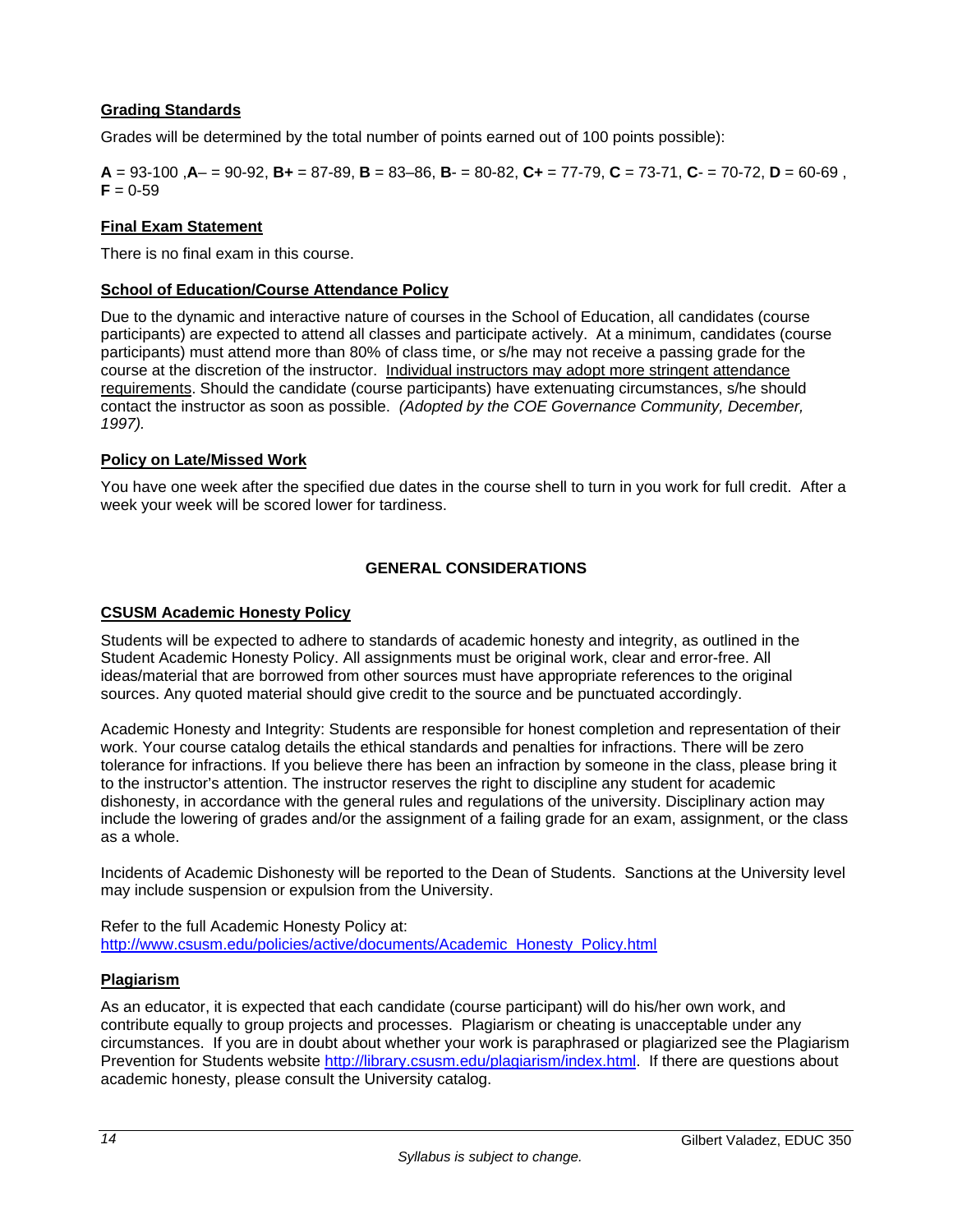**Grading Standards**

Grades will be determined by the total number of points earned out of 100 points possible):

**A** = 93-100 ,**A**– = 90-92, **B+** = 87-89, **B** = 83–86, **B**- = 80-82, **C+** = 77-79, **C** = 73-71, **C**- = 70-72, **D** = 60-69 , **F** = 0-59

**Final Exam Statement**

There is no final exam in this course.

**School of Education/Course Attendance Policy**

Due to the dynamic and interactive nature of courses in the School of Education, all candidates (course participants) are expected to attend all classes and participate actively. At a minimum, candidates (course participants) must attend more than 80% of class time, or s/he may not receive a passing grade for the course at the discretion of the instructor. Individual instructors may adopt more stringent attendance requirements. Should the candidate (course participants) have extenuating circumstances, s/he should contact the instructor as soon as possible. *(Adopted by the COE Governance Community, December, 1997).*

**Policy on Late/Missed Work**

You have one week after the specified due dates in the course shell to turn in you work for full credit. After a week your week will be scored lower for tardiness.

**GENERAL CONSIDERATIONS**

**CSUSM Academic Honesty Policy**

Students will be expected to adhere to standards of academic honesty and integrity, as outlined in the Student Academic Honesty Policy. All assignments must be original work, clear and error-free. All ideas/material that are borrowed from other sources must have appropriate references to the original sources. Any quoted material should give credit to the source and be punctuated accordingly.

Academic Honesty and Integrity: Students are responsible for honest completion and representation of their work. Your course catalog details the ethical standards and penalties for infractions. There will be zero tolerance for infractions. If you believe there has been an infraction by someone in the class, please bring it to the instructor's attention. The instructor reserves the right to discipline any student for academic dishonesty, in accordance with the general rules and regulations of the university. Disciplinary action may include the lowering of grades and/or the assignment of a failing grade for an exam, assignment, or the class as a whole.

Incidents of Academic Dishonesty will be reported to the Dean of Students. Sanctions at the University level may include suspension or expulsion from the University.

Refer to the full Academic Honesty Policy at:
http://www.csusm.edu/policies/active/documents/Academic_Honesty_Policy.html

**Plagiarism**

As an educator, it is expected that each candidate (course participant) will do his/her own work, and contribute equally to group projects and processes. Plagiarism or cheating is unacceptable under any circumstances. If you are in doubt about whether your work is paraphrased or plagiarized see the Plagiarism Prevention for Students website http://library.csusm.edu/plagiarism/index.html. If there are questions about academic honesty, please consult the University catalog.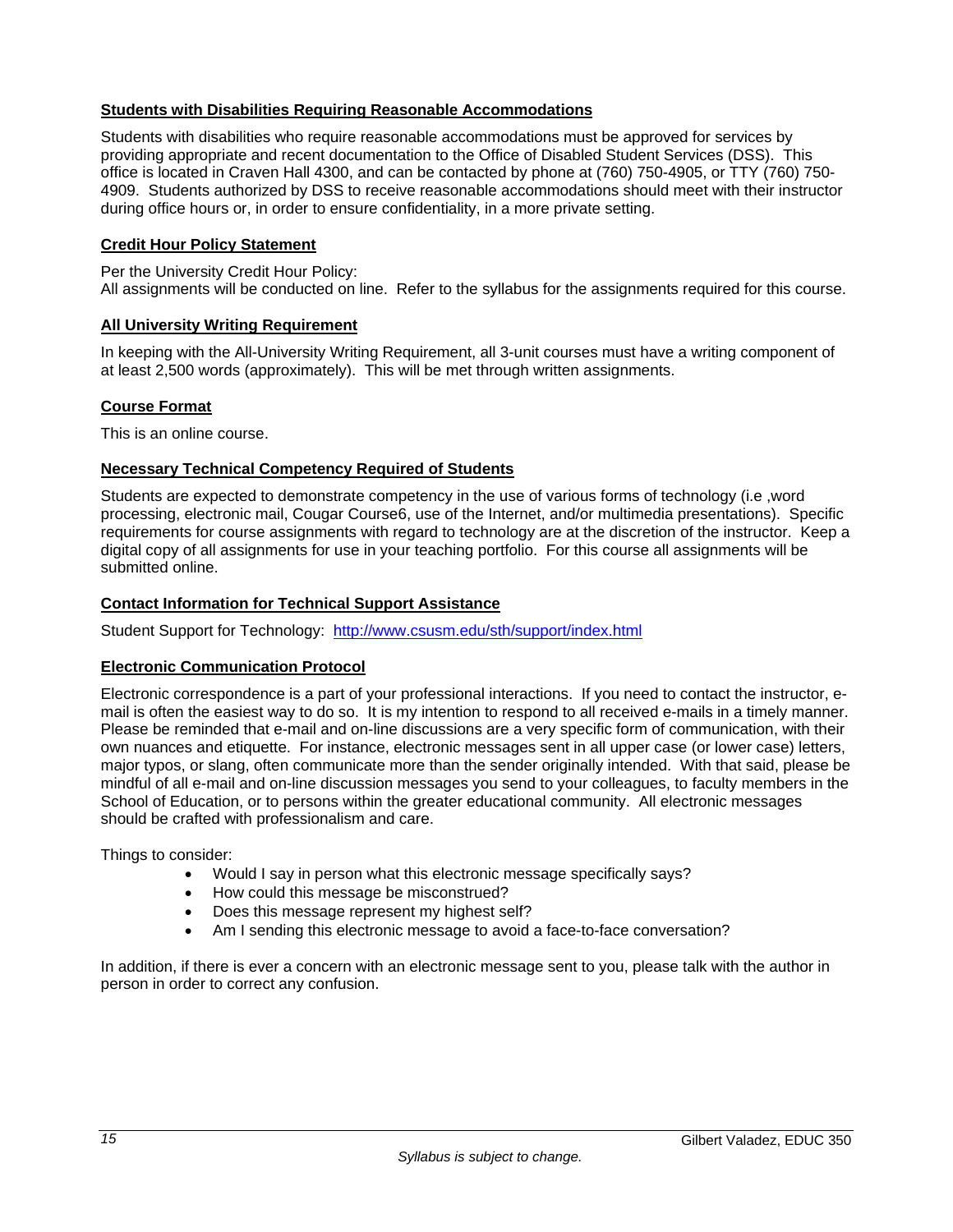**Students with Disabilities Requiring Reasonable Accommodations**

Students with disabilities who require reasonable accommodations must be approved for services by providing appropriate and recent documentation to the Office of Disabled Student Services (DSS). This office is located in Craven Hall 4300, and can be contacted by phone at (760) 750-4905, or TTY (760) 750-4909. Students authorized by DSS to receive reasonable accommodations should meet with their instructor during office hours or, in order to ensure confidentiality, in a more private setting.

**Credit Hour Policy Statement**

Per the University Credit Hour Policy:
All assignments will be conducted on line. Refer to the syllabus for the assignments required for this course.

**All University Writing Requirement**

In keeping with the All-University Writing Requirement, all 3-unit courses must have a writing component of at least 2,500 words (approximately). This will be met through written assignments.

**Course Format**

This is an online course.

**Necessary Technical Competency Required of Students**

Students are expected to demonstrate competency in the use of various forms of technology (i.e ,word processing, electronic mail, Cougar Course6, use of the Internet, and/or multimedia presentations). Specific requirements for course assignments with regard to technology are at the discretion of the instructor. Keep a digital copy of all assignments for use in your teaching portfolio. For this course all assignments will be submitted online.

**Contact Information for Technical Support Assistance**

Student Support for Technology: http://www.csusm.edu/sth/support/index.html

**Electronic Communication Protocol**

Electronic correspondence is a part of your professional interactions. If you need to contact the instructor, e-mail is often the easiest way to do so. It is my intention to respond to all received e-mails in a timely manner. Please be reminded that e-mail and on-line discussions are a very specific form of communication, with their own nuances and etiquette. For instance, electronic messages sent in all upper case (or lower case) letters, major typos, or slang, often communicate more than the sender originally intended. With that said, please be mindful of all e-mail and on-line discussion messages you send to your colleagues, to faculty members in the School of Education, or to persons within the greater educational community. All electronic messages should be crafted with professionalism and care.

Things to consider:

- Would I say in person what this electronic message specifically says?
- How could this message be misconstrued?
- Does this message represent my highest self?
- Am I sending this electronic message to avoid a face-to-face conversation?

In addition, if there is ever a concern with an electronic message sent to you, please talk with the author in person in order to correct any confusion.